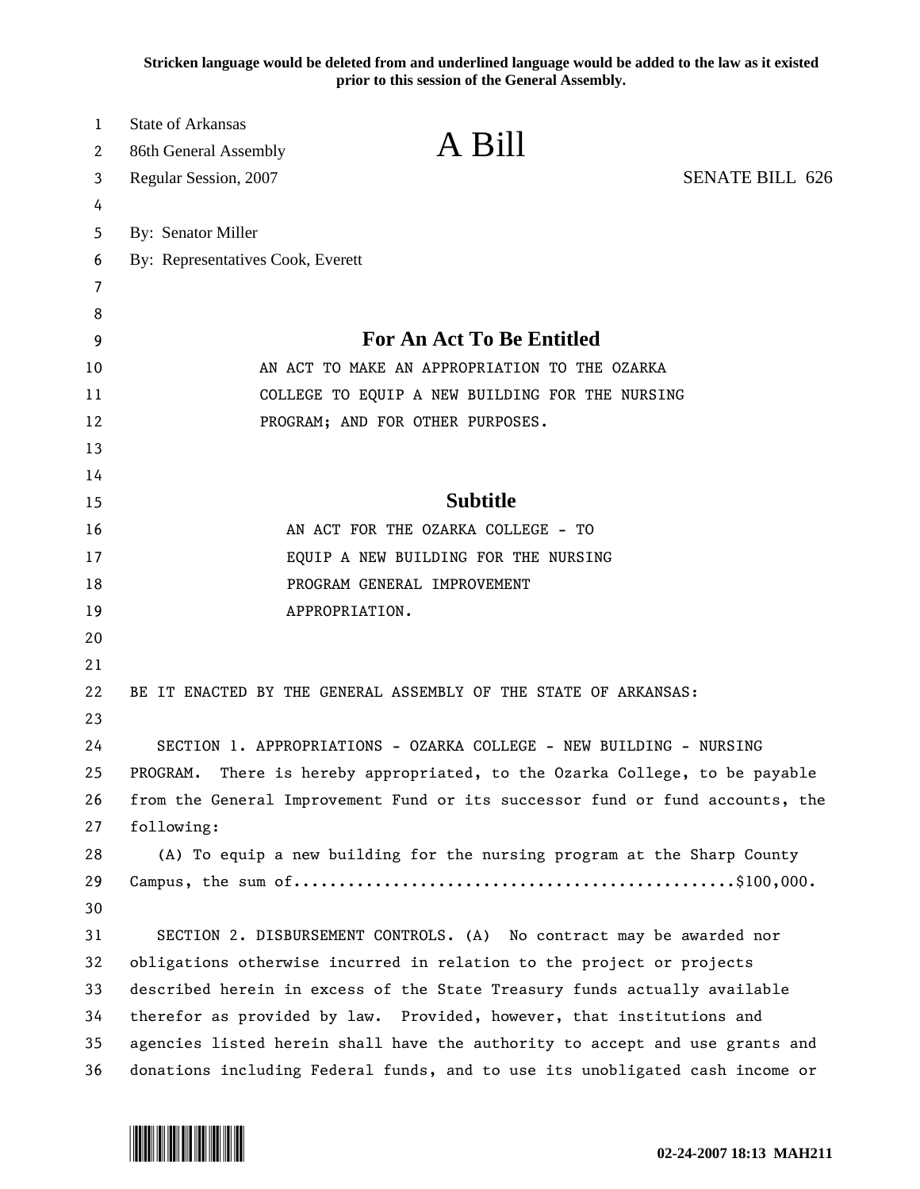**Stricken language would be deleted from and underlined language would be added to the law as it existed prior to this session of the General Assembly.**

State of Arkansas
86th General Assembly
Regular Session, 2007

# A Bill

SENATE BILL 626

By: Senator Miller
By: Representatives Cook, Everett

## For An Act To Be Entitled

AN ACT TO MAKE AN APPROPRIATION TO THE OZARKA COLLEGE TO EQUIP A NEW BUILDING FOR THE NURSING PROGRAM; AND FOR OTHER PURPOSES.

## Subtitle

AN ACT FOR THE OZARKA COLLEGE - TO EQUIP A NEW BUILDING FOR THE NURSING PROGRAM GENERAL IMPROVEMENT APPROPRIATION.

BE IT ENACTED BY THE GENERAL ASSEMBLY OF THE STATE OF ARKANSAS:

SECTION 1. APPROPRIATIONS - OZARKA COLLEGE - NEW BUILDING - NURSING PROGRAM. There is hereby appropriated, to the Ozarka College, to be payable from the General Improvement Fund or its successor fund or fund accounts, the following:

(A) To equip a new building for the nursing program at the Sharp County Campus, the sum of................................................$100,000.

SECTION 2. DISBURSEMENT CONTROLS. (A) No contract may be awarded nor obligations otherwise incurred in relation to the project or projects described herein in excess of the State Treasury funds actually available therefor as provided by law. Provided, however, that institutions and agencies listed herein shall have the authority to accept and use grants and donations including Federal funds, and to use its unobligated cash income or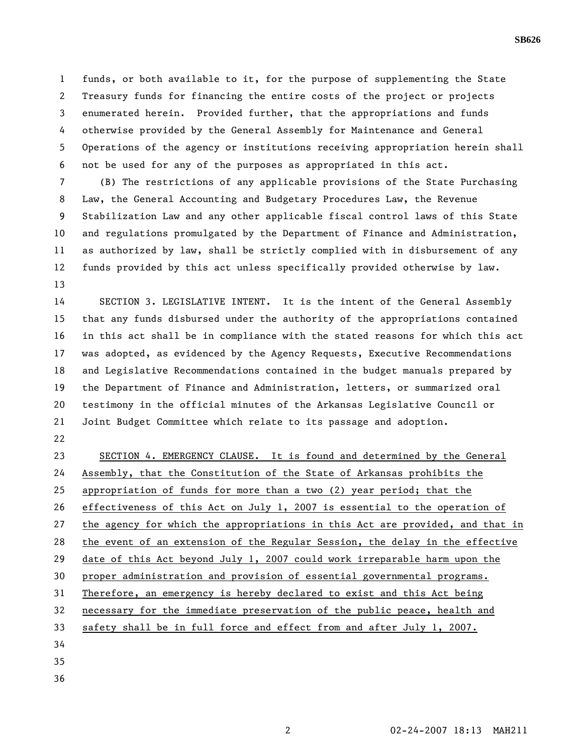funds, or both available to it, for the purpose of supplementing the State Treasury funds for financing the entire costs of the project or projects enumerated herein. Provided further, that the appropriations and funds otherwise provided by the General Assembly for Maintenance and General Operations of the agency or institutions receiving appropriation herein shall not be used for any of the purposes as appropriated in this act.

(B) The restrictions of any applicable provisions of the State Purchasing Law, the General Accounting and Budgetary Procedures Law, the Revenue Stabilization Law and any other applicable fiscal control laws of this State and regulations promulgated by the Department of Finance and Administration, as authorized by law, shall be strictly complied with in disbursement of any funds provided by this act unless specifically provided otherwise by law.

SECTION 3. LEGISLATIVE INTENT. It is the intent of the General Assembly that any funds disbursed under the authority of the appropriations contained in this act shall be in compliance with the stated reasons for which this act was adopted, as evidenced by the Agency Requests, Executive Recommendations and Legislative Recommendations contained in the budget manuals prepared by the Department of Finance and Administration, letters, or summarized oral testimony in the official minutes of the Arkansas Legislative Council or Joint Budget Committee which relate to its passage and adoption.

SECTION 4. EMERGENCY CLAUSE. It is found and determined by the General Assembly, that the Constitution of the State of Arkansas prohibits the appropriation of funds for more than a two (2) year period; that the effectiveness of this Act on July 1, 2007 is essential to the operation of the agency for which the appropriations in this Act are provided, and that in the event of an extension of the Regular Session, the delay in the effective date of this Act beyond July 1, 2007 could work irreparable harm upon the proper administration and provision of essential governmental programs. Therefore, an emergency is hereby declared to exist and this Act being necessary for the immediate preservation of the public peace, health and safety shall be in full force and effect from and after July 1, 2007.

02-24-2007 18:13 MAH211